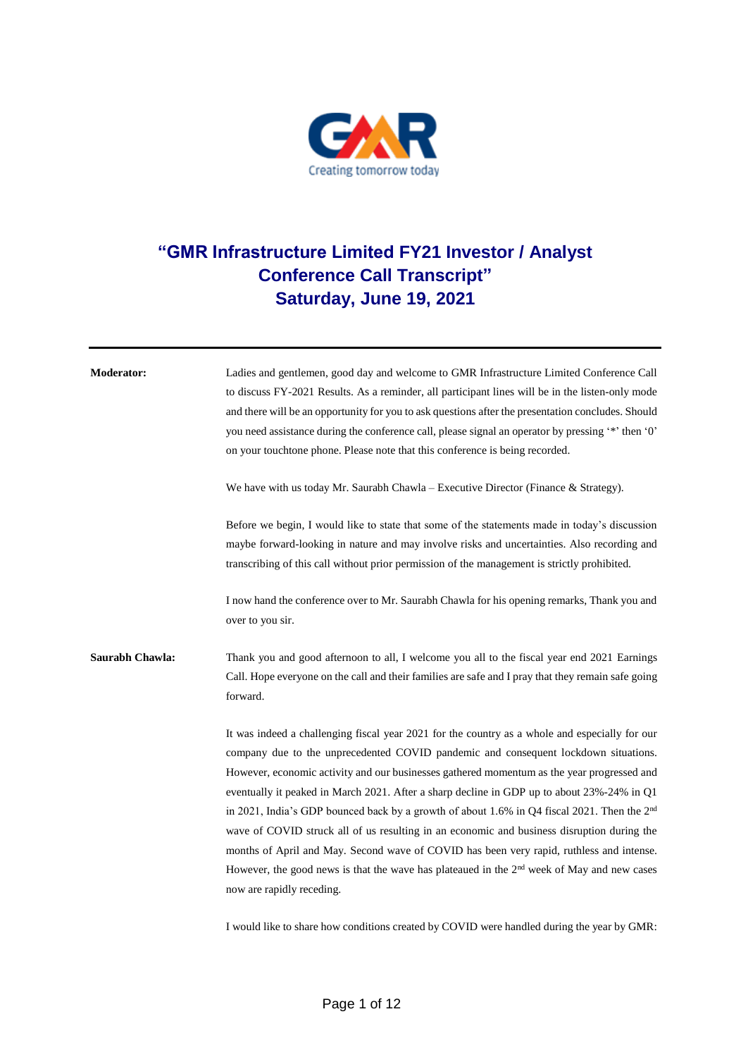# "GMR Infrastructure Limited FY21 Investor / Analyst Conference Call Transcript"

## Saturday, June 19, 2021

---

**Moderator:** Ladies and gentlemen, good day and welcome to GMR Infrastructure Limited Conference Call to discuss FY-2021 Results. As a reminder, all participant lines will be in the listen-only mode and there will be an opportunity for you to ask questions after the presentation concludes. Should you need assistance during the conference call, please signal an operator by pressing '*' then '0' on your touchtone phone. Please note that this conference is being recorded.

We have with us today Mr. Saurabh Chawla – Executive Director (Finance & Strategy).

Before we begin, I would like to state that some of the statements made in today's discussion maybe forward-looking in nature and may involve risks and uncertainties. Also recording and transcribing of this call without prior permission of the management is strictly prohibited.

I now hand the conference over to Mr. Saurabh Chawla for his opening remarks, Thank you and over to you sir.

**Saurabh Chawla:** Thank you and good afternoon to all, I welcome you all to the fiscal year end 2021 Earnings Call. Hope everyone on the call and their families are safe and I pray that they remain safe going forward.

It was indeed a challenging fiscal year 2021 for the country as a whole and especially for our company due to the unprecedented COVID pandemic and consequent lockdown situations. However, economic activity and our businesses gathered momentum as the year progressed and eventually it peaked in March 2021. After a sharp decline in GDP up to about 23%-24% in Q1 in 2021, India's GDP bounced back by a growth of about 1.6% in Q4 fiscal 2021. Then the 2nd wave of COVID struck all of us resulting in an economic and business disruption during the months of April and May. Second wave of COVID has been very rapid, ruthless and intense. However, the good news is that the wave has plateaued in the 2nd week of May and new cases now are rapidly receding.

I would like to share how conditions created by COVID were handled during the year by GMR: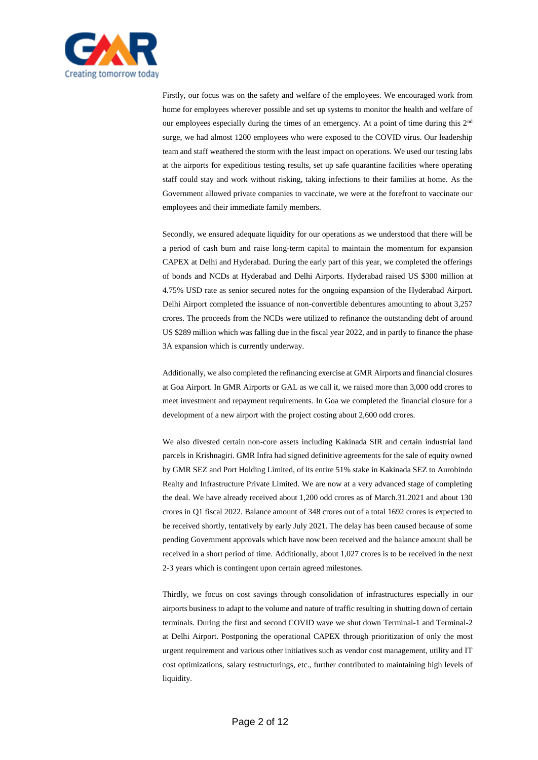Firstly, our focus was on the safety and welfare of the employees. We encouraged work from home for employees wherever possible and set up systems to monitor the health and welfare of our employees especially during the times of an emergency. At a point of time during this 2nd surge, we had almost 1200 employees who were exposed to the COVID virus. Our leadership team and staff weathered the storm with the least impact on operations. We used our testing labs at the airports for expeditious testing results, set up safe quarantine facilities where operating staff could stay and work without risking, taking infections to their families at home. As the Government allowed private companies to vaccinate, we were at the forefront to vaccinate our employees and their immediate family members.

Secondly, we ensured adequate liquidity for our operations as we understood that there will be a period of cash burn and raise long-term capital to maintain the momentum for expansion CAPEX at Delhi and Hyderabad. During the early part of this year, we completed the offerings of bonds and NCDs at Hyderabad and Delhi Airports. Hyderabad raised US $300 million at 4.75% USD rate as senior secured notes for the ongoing expansion of the Hyderabad Airport. Delhi Airport completed the issuance of non-convertible debentures amounting to about 3,257 crores. The proceeds from the NCDs were utilized to refinance the outstanding debt of around US $289 million which was falling due in the fiscal year 2022, and in partly to finance the phase 3A expansion which is currently underway.

Additionally, we also completed the refinancing exercise at GMR Airports and financial closures at Goa Airport. In GMR Airports or GAL as we call it, we raised more than 3,000 odd crores to meet investment and repayment requirements. In Goa we completed the financial closure for a development of a new airport with the project costing about 2,600 odd crores.

We also divested certain non-core assets including Kakinada SIR and certain industrial land parcels in Krishnagiri. GMR Infra had signed definitive agreements for the sale of equity owned by GMR SEZ and Port Holding Limited, of its entire 51% stake in Kakinada SEZ to Aurobindo Realty and Infrastructure Private Limited. We are now at a very advanced stage of completing the deal. We have already received about 1,200 odd crores as of March.31.2021 and about 130 crores in Q1 fiscal 2022. Balance amount of 348 crores out of a total 1692 crores is expected to be received shortly, tentatively by early July 2021. The delay has been caused because of some pending Government approvals which have now been received and the balance amount shall be received in a short period of time. Additionally, about 1,027 crores is to be received in the next 2-3 years which is contingent upon certain agreed milestones.

Thirdly, we focus on cost savings through consolidation of infrastructures especially in our airports business to adapt to the volume and nature of traffic resulting in shutting down of certain terminals. During the first and second COVID wave we shut down Terminal-1 and Terminal-2 at Delhi Airport. Postponing the operational CAPEX through prioritization of only the most urgent requirement and various other initiatives such as vendor cost management, utility and IT cost optimizations, salary restructurings, etc., further contributed to maintaining high levels of liquidity.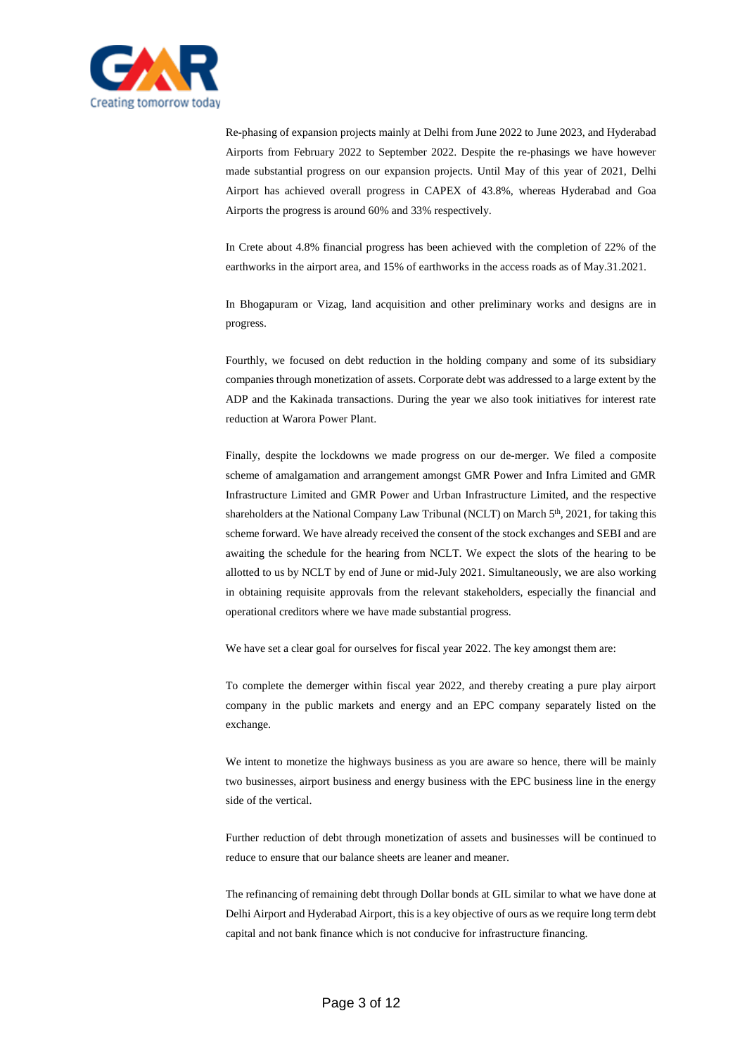Re-phasing of expansion projects mainly at Delhi from June 2022 to June 2023, and Hyderabad Airports from February 2022 to September 2022. Despite the re-phasings we have however made substantial progress on our expansion projects. Until May of this year of 2021, Delhi Airport has achieved overall progress in CAPEX of 43.8%, whereas Hyderabad and Goa Airports the progress is around 60% and 33% respectively.

In Crete about 4.8% financial progress has been achieved with the completion of 22% of the earthworks in the airport area, and 15% of earthworks in the access roads as of May.31.2021.

In Bhogapuram or Vizag, land acquisition and other preliminary works and designs are in progress.

Fourthly, we focused on debt reduction in the holding company and some of its subsidiary companies through monetization of assets. Corporate debt was addressed to a large extent by the ADP and the Kakinada transactions. During the year we also took initiatives for interest rate reduction at Warora Power Plant.

Finally, despite the lockdowns we made progress on our de-merger. We filed a composite scheme of amalgamation and arrangement amongst GMR Power and Infra Limited and GMR Infrastructure Limited and GMR Power and Urban Infrastructure Limited, and the respective shareholders at the National Company Law Tribunal (NCLT) on March 5th, 2021, for taking this scheme forward. We have already received the consent of the stock exchanges and SEBI and are awaiting the schedule for the hearing from NCLT. We expect the slots of the hearing to be allotted to us by NCLT by end of June or mid-July 2021. Simultaneously, we are also working in obtaining requisite approvals from the relevant stakeholders, especially the financial and operational creditors where we have made substantial progress.

We have set a clear goal for ourselves for fiscal year 2022. The key amongst them are:

To complete the demerger within fiscal year 2022, and thereby creating a pure play airport company in the public markets and energy and an EPC company separately listed on the exchange.

We intent to monetize the highways business as you are aware so hence, there will be mainly two businesses, airport business and energy business with the EPC business line in the energy side of the vertical.

Further reduction of debt through monetization of assets and businesses will be continued to reduce to ensure that our balance sheets are leaner and meaner.

The refinancing of remaining debt through Dollar bonds at GIL similar to what we have done at Delhi Airport and Hyderabad Airport, this is a key objective of ours as we require long term debt capital and not bank finance which is not conducive for infrastructure financing.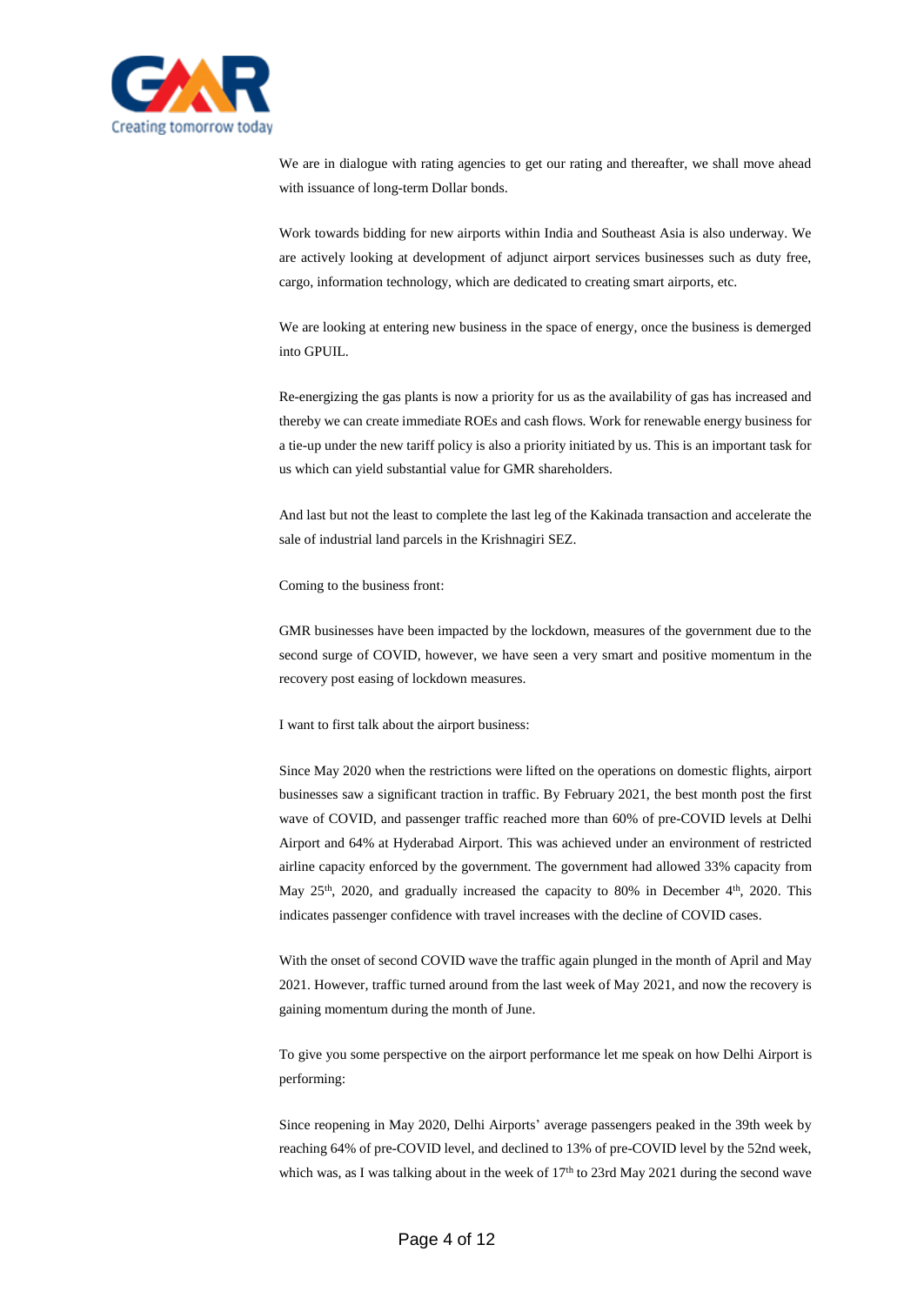We are in dialogue with rating agencies to get our rating and thereafter, we shall move ahead with issuance of long-term Dollar bonds.

Work towards bidding for new airports within India and Southeast Asia is also underway. We are actively looking at development of adjunct airport services businesses such as duty free, cargo, information technology, which are dedicated to creating smart airports, etc.

We are looking at entering new business in the space of energy, once the business is demerged into GPUIL.

Re-energizing the gas plants is now a priority for us as the availability of gas has increased and thereby we can create immediate ROEs and cash flows. Work for renewable energy business for a tie-up under the new tariff policy is also a priority initiated by us. This is an important task for us which can yield substantial value for GMR shareholders.

And last but not the least to complete the last leg of the Kakinada transaction and accelerate the sale of industrial land parcels in the Krishnagiri SEZ.

Coming to the business front:

GMR businesses have been impacted by the lockdown, measures of the government due to the second surge of COVID, however, we have seen a very smart and positive momentum in the recovery post easing of lockdown measures.

I want to first talk about the airport business:

Since May 2020 when the restrictions were lifted on the operations on domestic flights, airport businesses saw a significant traction in traffic. By February 2021, the best month post the first wave of COVID, and passenger traffic reached more than 60% of pre-COVID levels at Delhi Airport and 64% at Hyderabad Airport. This was achieved under an environment of restricted airline capacity enforced by the government. The government had allowed 33% capacity from May 25th, 2020, and gradually increased the capacity to 80% in December 4th, 2020. This indicates passenger confidence with travel increases with the decline of COVID cases.

With the onset of second COVID wave the traffic again plunged in the month of April and May 2021. However, traffic turned around from the last week of May 2021, and now the recovery is gaining momentum during the month of June.

To give you some perspective on the airport performance let me speak on how Delhi Airport is performing:

Since reopening in May 2020, Delhi Airports' average passengers peaked in the 39th week by reaching 64% of pre-COVID level, and declined to 13% of pre-COVID level by the 52nd week, which was, as I was talking about in the week of 17th to 23rd May 2021 during the second wave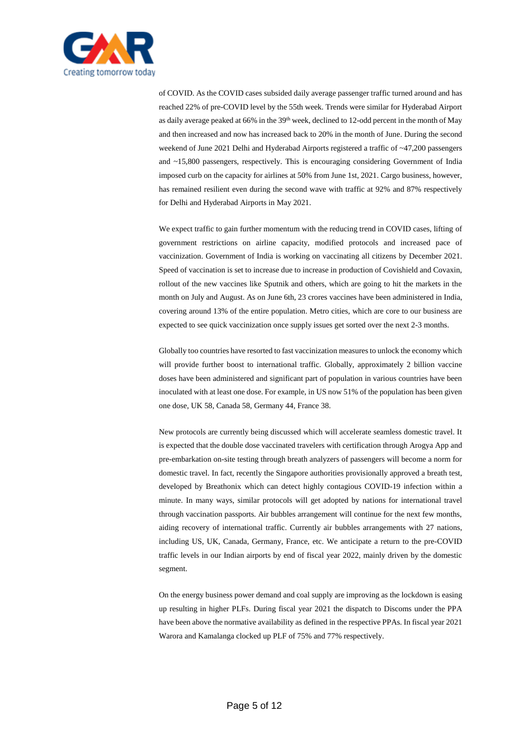of COVID. As the COVID cases subsided daily average passenger traffic turned around and has reached 22% of pre-COVID level by the 55th week. Trends were similar for Hyderabad Airport as daily average peaked at 66% in the 39th week, declined to 12-odd percent in the month of May and then increased and now has increased back to 20% in the month of June. During the second weekend of June 2021 Delhi and Hyderabad Airports registered a traffic of ~47,200 passengers and ~15,800 passengers, respectively. This is encouraging considering Government of India imposed curb on the capacity for airlines at 50% from June 1st, 2021. Cargo business, however, has remained resilient even during the second wave with traffic at 92% and 87% respectively for Delhi and Hyderabad Airports in May 2021.

We expect traffic to gain further momentum with the reducing trend in COVID cases, lifting of government restrictions on airline capacity, modified protocols and increased pace of vaccinization. Government of India is working on vaccinating all citizens by December 2021. Speed of vaccination is set to increase due to increase in production of Covishield and Covaxin, rollout of the new vaccines like Sputnik and others, which are going to hit the markets in the month on July and August. As on June 6th, 23 crores vaccines have been administered in India, covering around 13% of the entire population. Metro cities, which are core to our business are expected to see quick vaccinization once supply issues get sorted over the next 2-3 months.

Globally too countries have resorted to fast vaccinization measures to unlock the economy which will provide further boost to international traffic. Globally, approximately 2 billion vaccine doses have been administered and significant part of population in various countries have been inoculated with at least one dose. For example, in US now 51% of the population has been given one dose, UK 58, Canada 58, Germany 44, France 38.

New protocols are currently being discussed which will accelerate seamless domestic travel. It is expected that the double dose vaccinated travelers with certification through Arogya App and pre-embarkation on-site testing through breath analyzers of passengers will become a norm for domestic travel. In fact, recently the Singapore authorities provisionally approved a breath test, developed by Breathonix which can detect highly contagious COVID-19 infection within a minute. In many ways, similar protocols will get adopted by nations for international travel through vaccination passports. Air bubbles arrangement will continue for the next few months, aiding recovery of international traffic. Currently air bubbles arrangements with 27 nations, including US, UK, Canada, Germany, France, etc. We anticipate a return to the pre-COVID traffic levels in our Indian airports by end of fiscal year 2022, mainly driven by the domestic segment.

On the energy business power demand and coal supply are improving as the lockdown is easing up resulting in higher PLFs. During fiscal year 2021 the dispatch to Discoms under the PPA have been above the normative availability as defined in the respective PPAs. In fiscal year 2021 Warora and Kamalanga clocked up PLF of 75% and 77% respectively.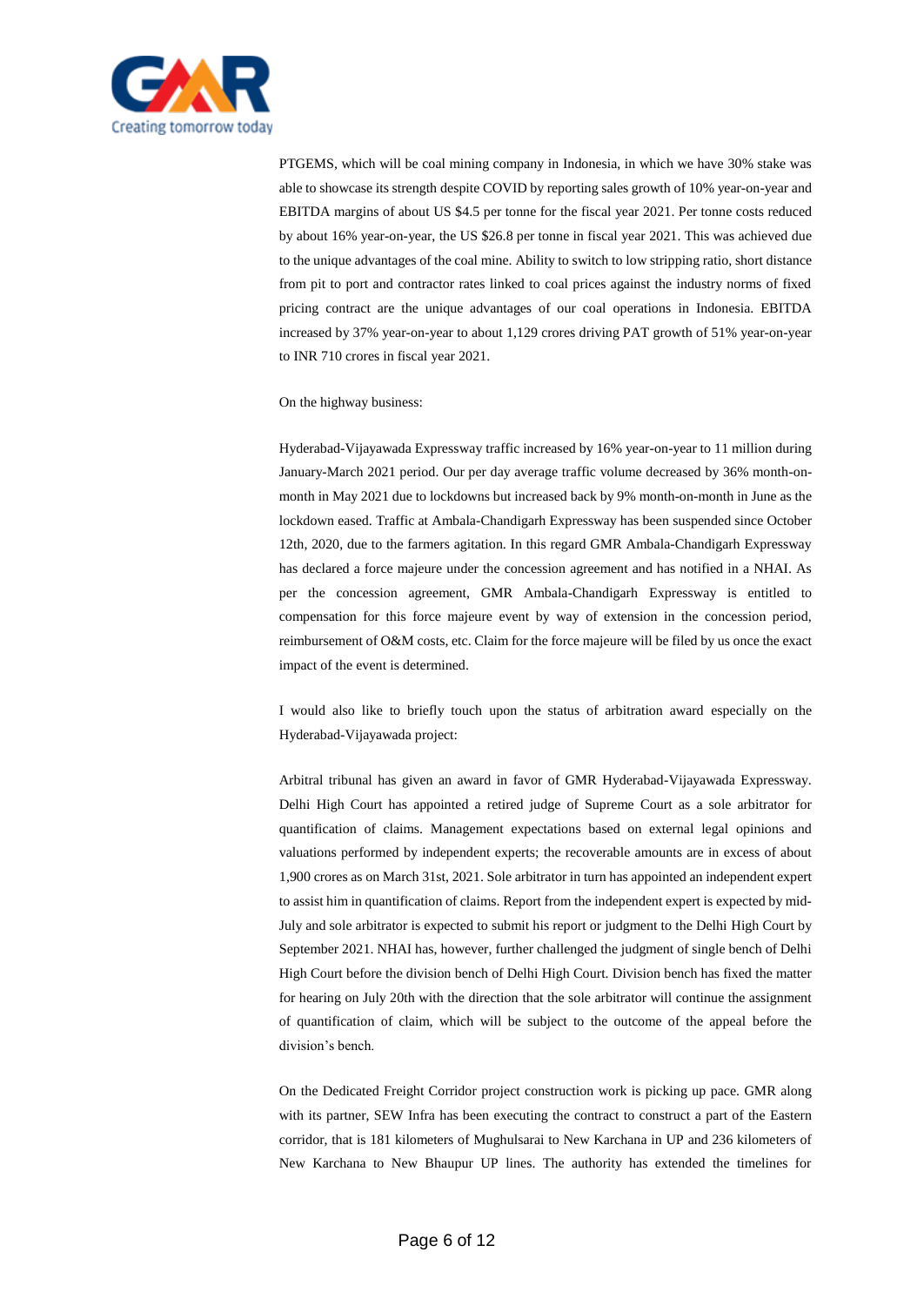PTGEMS, which will be coal mining company in Indonesia, in which we have 30% stake was able to showcase its strength despite COVID by reporting sales growth of 10% year-on-year and EBITDA margins of about US $4.5 per tonne for the fiscal year 2021. Per tonne costs reduced by about 16% year-on-year, the US $26.8 per tonne in fiscal year 2021. This was achieved due to the unique advantages of the coal mine. Ability to switch to low stripping ratio, short distance from pit to port and contractor rates linked to coal prices against the industry norms of fixed pricing contract are the unique advantages of our coal operations in Indonesia. EBITDA increased by 37% year-on-year to about 1,129 crores driving PAT growth of 51% year-on-year to INR 710 crores in fiscal year 2021.

On the highway business:

Hyderabad-Vijayawada Expressway traffic increased by 16% year-on-year to 11 million during January-March 2021 period. Our per day average traffic volume decreased by 36% month-on-month in May 2021 due to lockdowns but increased back by 9% month-on-month in June as the lockdown eased. Traffic at Ambala-Chandigarh Expressway has been suspended since October 12th, 2020, due to the farmers agitation. In this regard GMR Ambala-Chandigarh Expressway has declared a force majeure under the concession agreement and has notified in a NHAI. As per the concession agreement, GMR Ambala-Chandigarh Expressway is entitled to compensation for this force majeure event by way of extension in the concession period, reimbursement of O&M costs, etc. Claim for the force majeure will be filed by us once the exact impact of the event is determined.

I would also like to briefly touch upon the status of arbitration award especially on the Hyderabad-Vijayawada project:

Arbitral tribunal has given an award in favor of GMR Hyderabad-Vijayawada Expressway. Delhi High Court has appointed a retired judge of Supreme Court as a sole arbitrator for quantification of claims. Management expectations based on external legal opinions and valuations performed by independent experts; the recoverable amounts are in excess of about 1,900 crores as on March 31st, 2021. Sole arbitrator in turn has appointed an independent expert to assist him in quantification of claims. Report from the independent expert is expected by mid-July and sole arbitrator is expected to submit his report or judgment to the Delhi High Court by September 2021. NHAI has, however, further challenged the judgment of single bench of Delhi High Court before the division bench of Delhi High Court. Division bench has fixed the matter for hearing on July 20th with the direction that the sole arbitrator will continue the assignment of quantification of claim, which will be subject to the outcome of the appeal before the division's bench.

On the Dedicated Freight Corridor project construction work is picking up pace. GMR along with its partner, SEW Infra has been executing the contract to construct a part of the Eastern corridor, that is 181 kilometers of Mughulsarai to New Karchana in UP and 236 kilometers of New Karchana to New Bhaupur UP lines. The authority has extended the timelines for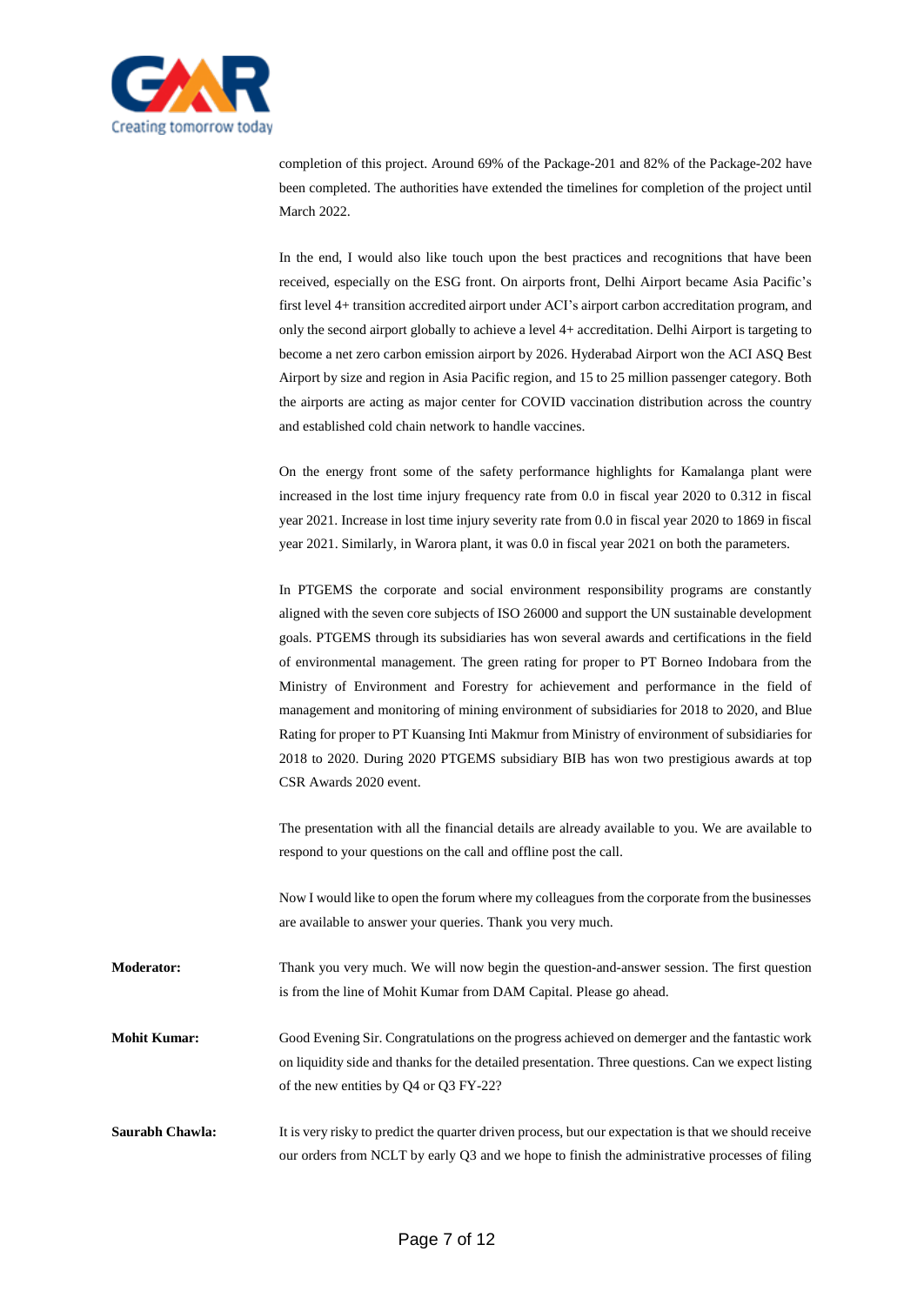completion of this project. Around 69% of the Package-201 and 82% of the Package-202 have been completed. The authorities have extended the timelines for completion of the project until March 2022.

In the end, I would also like touch upon the best practices and recognitions that have been received, especially on the ESG front. On airports front, Delhi Airport became Asia Pacific's first level 4+ transition accredited airport under ACI's airport carbon accreditation program, and only the second airport globally to achieve a level 4+ accreditation. Delhi Airport is targeting to become a net zero carbon emission airport by 2026. Hyderabad Airport won the ACI ASQ Best Airport by size and region in Asia Pacific region, and 15 to 25 million passenger category. Both the airports are acting as major center for COVID vaccination distribution across the country and established cold chain network to handle vaccines.

On the energy front some of the safety performance highlights for Kamalanga plant were increased in the lost time injury frequency rate from 0.0 in fiscal year 2020 to 0.312 in fiscal year 2021. Increase in lost time injury severity rate from 0.0 in fiscal year 2020 to 1869 in fiscal year 2021. Similarly, in Warora plant, it was 0.0 in fiscal year 2021 on both the parameters.

In PTGEMS the corporate and social environment responsibility programs are constantly aligned with the seven core subjects of ISO 26000 and support the UN sustainable development goals. PTGEMS through its subsidiaries has won several awards and certifications in the field of environmental management. The green rating for proper to PT Borneo Indobara from the Ministry of Environment and Forestry for achievement and performance in the field of management and monitoring of mining environment of subsidiaries for 2018 to 2020, and Blue Rating for proper to PT Kuansing Inti Makmur from Ministry of environment of subsidiaries for 2018 to 2020. During 2020 PTGEMS subsidiary BIB has won two prestigious awards at top CSR Awards 2020 event.

The presentation with all the financial details are already available to you. We are available to respond to your questions on the call and offline post the call.

Now I would like to open the forum where my colleagues from the corporate from the businesses are available to answer your queries. Thank you very much.

**Moderator:** Thank you very much. We will now begin the question-and-answer session. The first question is from the line of Mohit Kumar from DAM Capital. Please go ahead.

**Mohit Kumar:** Good Evening Sir. Congratulations on the progress achieved on demerger and the fantastic work on liquidity side and thanks for the detailed presentation. Three questions. Can we expect listing of the new entities by Q4 or Q3 FY-22?

**Saurabh Chawla:** It is very risky to predict the quarter driven process, but our expectation is that we should receive our orders from NCLT by early Q3 and we hope to finish the administrative processes of filing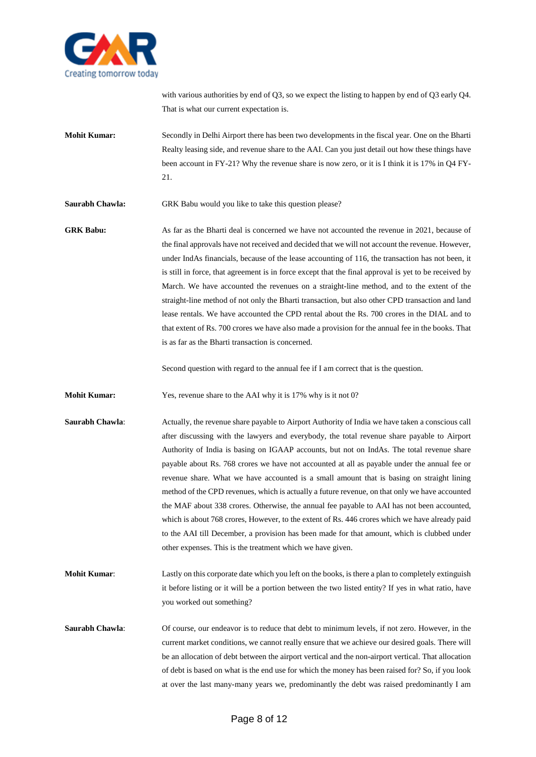with various authorities by end of Q3, so we expect the listing to happen by end of Q3 early Q4. That is what our current expectation is.

**Mohit Kumar:** Secondly in Delhi Airport there has been two developments in the fiscal year. One on the Bharti Realty leasing side, and revenue share to the AAI. Can you just detail out how these things have been account in FY-21? Why the revenue share is now zero, or it is I think it is 17% in Q4 FY-21.

**Saurabh Chawla:** GRK Babu would you like to take this question please?

**GRK Babu:** As far as the Bharti deal is concerned we have not accounted the revenue in 2021, because of the final approvals have not received and decided that we will not account the revenue. However, under IndAs financials, because of the lease accounting of 116, the transaction has not been, it is still in force, that agreement is in force except that the final approval is yet to be received by March. We have accounted the revenues on a straight-line method, and to the extent of the straight-line method of not only the Bharti transaction, but also other CPD transaction and land lease rentals. We have accounted the CPD rental about the Rs. 700 crores in the DIAL and to that extent of Rs. 700 crores we have also made a provision for the annual fee in the books. That is as far as the Bharti transaction is concerned.

Second question with regard to the annual fee if I am correct that is the question.

**Mohit Kumar:** Yes, revenue share to the AAI why it is 17% why is it not 0?

**Saurabh Chawla**: Actually, the revenue share payable to Airport Authority of India we have taken a conscious call after discussing with the lawyers and everybody, the total revenue share payable to Airport Authority of India is basing on IGAAP accounts, but not on IndAs. The total revenue share payable about Rs. 768 crores we have not accounted at all as payable under the annual fee or revenue share. What we have accounted is a small amount that is basing on straight lining method of the CPD revenues, which is actually a future revenue, on that only we have accounted the MAF about 338 crores. Otherwise, the annual fee payable to AAI has not been accounted, which is about 768 crores, However, to the extent of Rs. 446 crores which we have already paid to the AAI till December, a provision has been made for that amount, which is clubbed under other expenses. This is the treatment which we have given.

**Mohit Kumar**: Lastly on this corporate date which you left on the books, is there a plan to completely extinguish it before listing or it will be a portion between the two listed entity? If yes in what ratio, have you worked out something?

**Saurabh Chawla**: Of course, our endeavor is to reduce that debt to minimum levels, if not zero. However, in the current market conditions, we cannot really ensure that we achieve our desired goals. There will be an allocation of debt between the airport vertical and the non-airport vertical. That allocation of debt is based on what is the end use for which the money has been raised for? So, if you look at over the last many-many years we, predominantly the debt was raised predominantly I am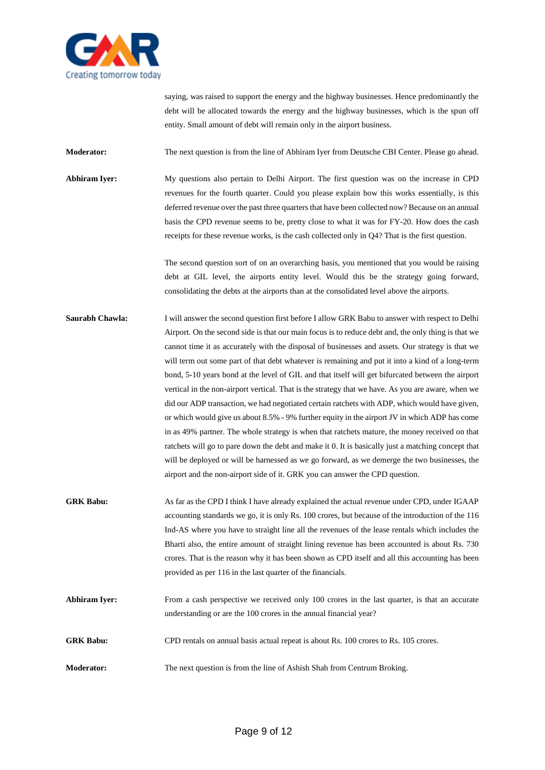saying, was raised to support the energy and the highway businesses. Hence predominantly the debt will be allocated towards the energy and the highway businesses, which is the spun off entity. Small amount of debt will remain only in the airport business.

**Moderator:** The next question is from the line of Abhiram Iyer from Deutsche CBI Center. Please go ahead.

**Abhiram Iyer:** My questions also pertain to Delhi Airport. The first question was on the increase in CPD revenues for the fourth quarter. Could you please explain how this works essentially, is this deferred revenue over the past three quarters that have been collected now? Because on an annual basis the CPD revenue seems to be, pretty close to what it was for FY-20. How does the cash receipts for these revenue works, is the cash collected only in Q4? That is the first question.

The second question sort of on an overarching basis, you mentioned that you would be raising debt at GIL level, the airports entity level. Would this be the strategy going forward, consolidating the debts at the airports than at the consolidated level above the airports.

**Saurabh Chawla:** I will answer the second question first before I allow GRK Babu to answer with respect to Delhi Airport. On the second side is that our main focus is to reduce debt and, the only thing is that we cannot time it as accurately with the disposal of businesses and assets. Our strategy is that we will term out some part of that debt whatever is remaining and put it into a kind of a long-term bond, 5-10 years bond at the level of GIL and that itself will get bifurcated between the airport vertical in the non-airport vertical. That is the strategy that we have. As you are aware, when we did our ADP transaction, we had negotiated certain ratchets with ADP, which would have given, or which would give us about 8.5% - 9% further equity in the airport JV in which ADP has come in as 49% partner. The whole strategy is when that ratchets mature, the money received on that ratchets will go to pare down the debt and make it 0. It is basically just a matching concept that will be deployed or will be harnessed as we go forward, as we demerge the two businesses, the airport and the non-airport side of it. GRK you can answer the CPD question.

**GRK Babu:** As far as the CPD I think I have already explained the actual revenue under CPD, under IGAAP accounting standards we go, it is only Rs. 100 crores, but because of the introduction of the 116 Ind-AS where you have to straight line all the revenues of the lease rentals which includes the Bharti also, the entire amount of straight lining revenue has been accounted is about Rs. 730 crores. That is the reason why it has been shown as CPD itself and all this accounting has been provided as per 116 in the last quarter of the financials.

**Abhiram Iyer:** From a cash perspective we received only 100 crores in the last quarter, is that an accurate understanding or are the 100 crores in the annual financial year?

**GRK Babu:** CPD rentals on annual basis actual repeat is about Rs. 100 crores to Rs. 105 crores.

**Moderator:** The next question is from the line of Ashish Shah from Centrum Broking.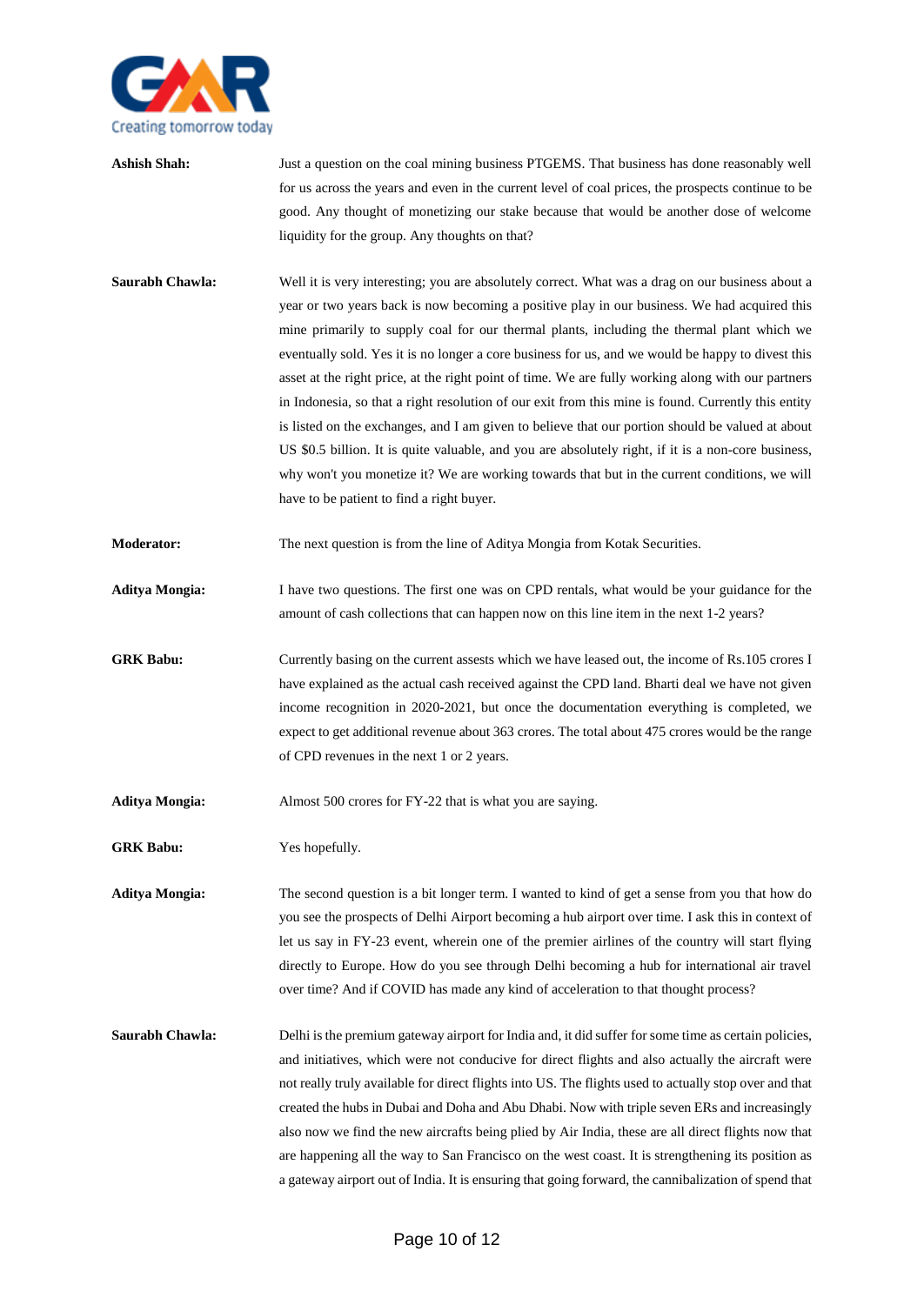**Ashish Shah:** Just a question on the coal mining business PTGEMS. That business has done reasonably well for us across the years and even in the current level of coal prices, the prospects continue to be good. Any thought of monetizing our stake because that would be another dose of welcome liquidity for the group. Any thoughts on that?

**Saurabh Chawla:** Well it is very interesting; you are absolutely correct. What was a drag on our business about a year or two years back is now becoming a positive play in our business. We had acquired this mine primarily to supply coal for our thermal plants, including the thermal plant which we eventually sold. Yes it is no longer a core business for us, and we would be happy to divest this asset at the right price, at the right point of time. We are fully working along with our partners in Indonesia, so that a right resolution of our exit from this mine is found. Currently this entity is listed on the exchanges, and I am given to believe that our portion should be valued at about US $0.5 billion. It is quite valuable, and you are absolutely right, if it is a non-core business, why won't you monetize it? We are working towards that but in the current conditions, we will have to be patient to find a right buyer.

**Moderator:** The next question is from the line of Aditya Mongia from Kotak Securities.

**Aditya Mongia:** I have two questions. The first one was on CPD rentals, what would be your guidance for the amount of cash collections that can happen now on this line item in the next 1-2 years?

**GRK Babu:** Currently basing on the current assests which we have leased out, the income of Rs.105 crores I have explained as the actual cash received against the CPD land. Bharti deal we have not given income recognition in 2020-2021, but once the documentation everything is completed, we expect to get additional revenue about 363 crores. The total about 475 crores would be the range of CPD revenues in the next 1 or 2 years.

**Aditya Mongia:** Almost 500 crores for FY-22 that is what you are saying.

**GRK Babu:** Yes hopefully.

**Aditya Mongia:** The second question is a bit longer term. I wanted to kind of get a sense from you that how do you see the prospects of Delhi Airport becoming a hub airport over time. I ask this in context of let us say in FY-23 event, wherein one of the premier airlines of the country will start flying directly to Europe. How do you see through Delhi becoming a hub for international air travel over time? And if COVID has made any kind of acceleration to that thought process?

**Saurabh Chawla:** Delhi is the premium gateway airport for India and, it did suffer for some time as certain policies, and initiatives, which were not conducive for direct flights and also actually the aircraft were not really truly available for direct flights into US. The flights used to actually stop over and that created the hubs in Dubai and Doha and Abu Dhabi. Now with triple seven ERs and increasingly also now we find the new aircrafts being plied by Air India, these are all direct flights now that are happening all the way to San Francisco on the west coast. It is strengthening its position as a gateway airport out of India. It is ensuring that going forward, the cannibalization of spend that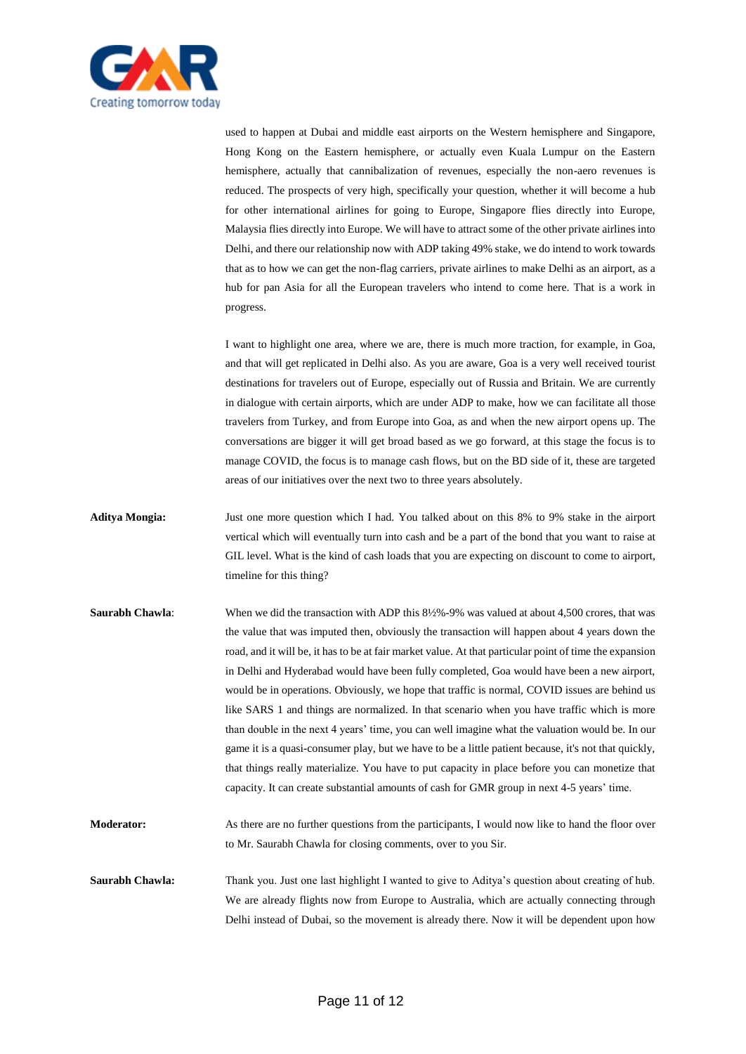used to happen at Dubai and middle east airports on the Western hemisphere and Singapore, Hong Kong on the Eastern hemisphere, or actually even Kuala Lumpur on the Eastern hemisphere, actually that cannibalization of revenues, especially the non-aero revenues is reduced. The prospects of very high, specifically your question, whether it will become a hub for other international airlines for going to Europe, Singapore flies directly into Europe, Malaysia flies directly into Europe. We will have to attract some of the other private airlines into Delhi, and there our relationship now with ADP taking 49% stake, we do intend to work towards that as to how we can get the non-flag carriers, private airlines to make Delhi as an airport, as a hub for pan Asia for all the European travelers who intend to come here. That is a work in progress.

I want to highlight one area, where we are, there is much more traction, for example, in Goa, and that will get replicated in Delhi also. As you are aware, Goa is a very well received tourist destinations for travelers out of Europe, especially out of Russia and Britain. We are currently in dialogue with certain airports, which are under ADP to make, how we can facilitate all those travelers from Turkey, and from Europe into Goa, as and when the new airport opens up. The conversations are bigger it will get broad based as we go forward, at this stage the focus is to manage COVID, the focus is to manage cash flows, but on the BD side of it, these are targeted areas of our initiatives over the next two to three years absolutely.

**Aditya Mongia:** Just one more question which I had. You talked about on this 8% to 9% stake in the airport vertical which will eventually turn into cash and be a part of the bond that you want to raise at GIL level. What is the kind of cash loads that you are expecting on discount to come to airport, timeline for this thing?

**Saurabh Chawla**: When we did the transaction with ADP this 8½%-9% was valued at about 4,500 crores, that was the value that was imputed then, obviously the transaction will happen about 4 years down the road, and it will be, it has to be at fair market value. At that particular point of time the expansion in Delhi and Hyderabad would have been fully completed, Goa would have been a new airport, would be in operations. Obviously, we hope that traffic is normal, COVID issues are behind us like SARS 1 and things are normalized. In that scenario when you have traffic which is more than double in the next 4 years' time, you can well imagine what the valuation would be. In our game it is a quasi-consumer play, but we have to be a little patient because, it's not that quickly, that things really materialize. You have to put capacity in place before you can monetize that capacity. It can create substantial amounts of cash for GMR group in next 4-5 years' time.

**Moderator:** As there are no further questions from the participants, I would now like to hand the floor over to Mr. Saurabh Chawla for closing comments, over to you Sir.

**Saurabh Chawla:** Thank you. Just one last highlight I wanted to give to Aditya's question about creating of hub. We are already flights now from Europe to Australia, which are actually connecting through Delhi instead of Dubai, so the movement is already there. Now it will be dependent upon how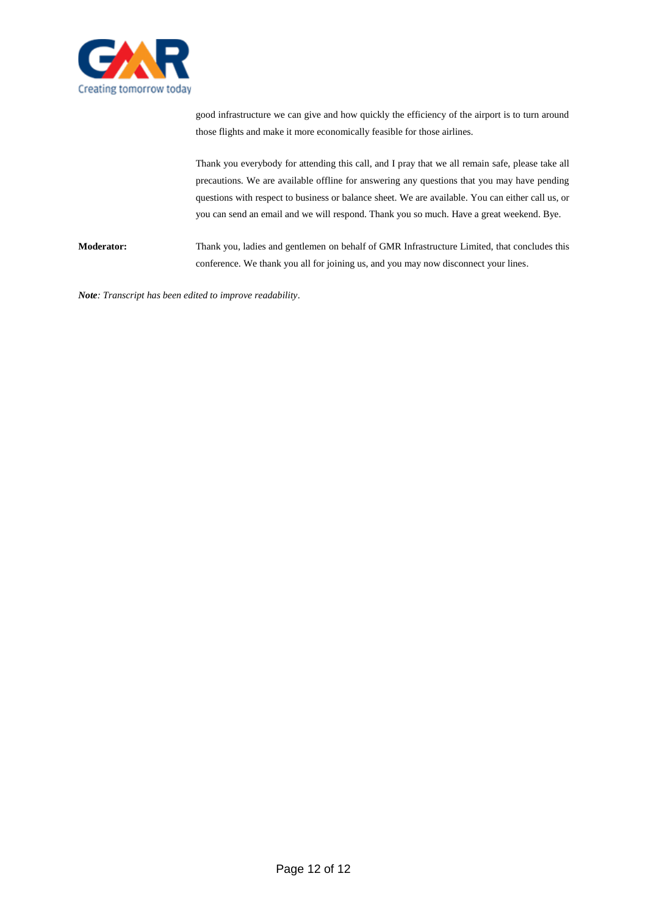good infrastructure we can give and how quickly the efficiency of the airport is to turn around those flights and make it more economically feasible for those airlines.

Thank you everybody for attending this call, and I pray that we all remain safe, please take all precautions. We are available offline for answering any questions that you may have pending questions with respect to business or balance sheet. We are available. You can either call us, or you can send an email and we will respond. Thank you so much. Have a great weekend. Bye.

**Moderator:** Thank you, ladies and gentlemen on behalf of GMR Infrastructure Limited, that concludes this conference. We thank you all for joining us, and you may now disconnect your lines.

***Note**: Transcript has been edited to improve readability*.